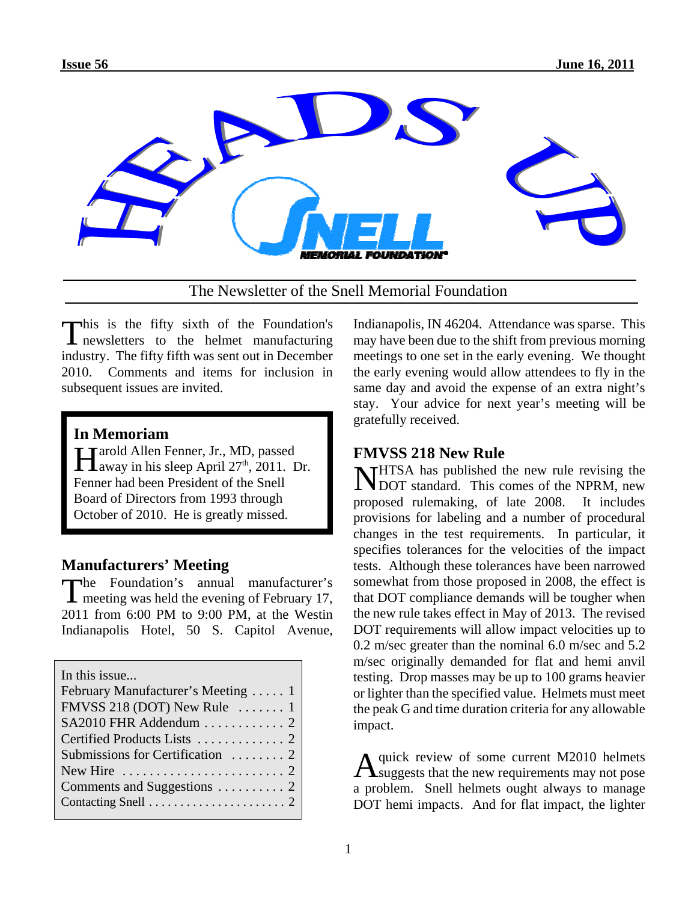# HEADS UP

The Newsletter of the Snell Memorial Foundation

This is the fifty sixth of the Foundation's newsletters to the helmet manufacturing industry. The fifty fifth was sent out in December 2010. Comments and items for inclusion in subsequent issues are invited.

> **In Memoriam**
>
> Harold Allen Fenner, Jr., MD, passed away in his sleep April 27th, 2011. Dr. Fenner had been President of the Snell Board of Directors from 1993 through October of 2010. He is greatly missed.

## Manufacturers' Meeting

The Foundation's annual manufacturer's meeting was held the evening of February 17, 2011 from 6:00 PM to 9:00 PM, at the Westin Indianapolis Hotel, 50 S. Capitol Avenue, Indianapolis, IN 46204. Attendance was sparse. This may have been due to the shift from previous morning meetings to one set in the early evening. We thought the early evening would allow attendees to fly in the same day and avoid the expense of an extra night's stay. Your advice for next year's meeting will be gratefully received.

| In this issue... | |
|---|---|
| February Manufacturer's Meeting | 1 |
| FMVSS 218 (DOT) New Rule | 1 |
| SA2010 FHR Addendum | 2 |
| Certified Products Lists | 2 |
| Submissions for Certification | 2 |
| New Hire | 2 |
| Comments and Suggestions | 2 |
| Contacting Snell | 2 |

## FMVSS 218 New Rule

NHTSA has published the new rule revising the DOT standard. This comes of the NPRM, new proposed rulemaking, of late 2008. It includes provisions for labeling and a number of procedural changes in the test requirements. In particular, it specifies tolerances for the velocities of the impact tests. Although these tolerances have been narrowed somewhat from those proposed in 2008, the effect is that DOT compliance demands will be tougher when the new rule takes effect in May of 2013. The revised DOT requirements will allow impact velocities up to 0.2 m/sec greater than the nominal 6.0 m/sec and 5.2 m/sec originally demanded for flat and hemi anvil testing. Drop masses may be up to 100 grams heavier or lighter than the specified value. Helmets must meet the peak G and time duration criteria for any allowable impact.

A quick review of some current M2010 helmets suggests that the new requirements may not pose a problem. Snell helmets ought always to manage DOT hemi impacts. And for flat impact, the lighter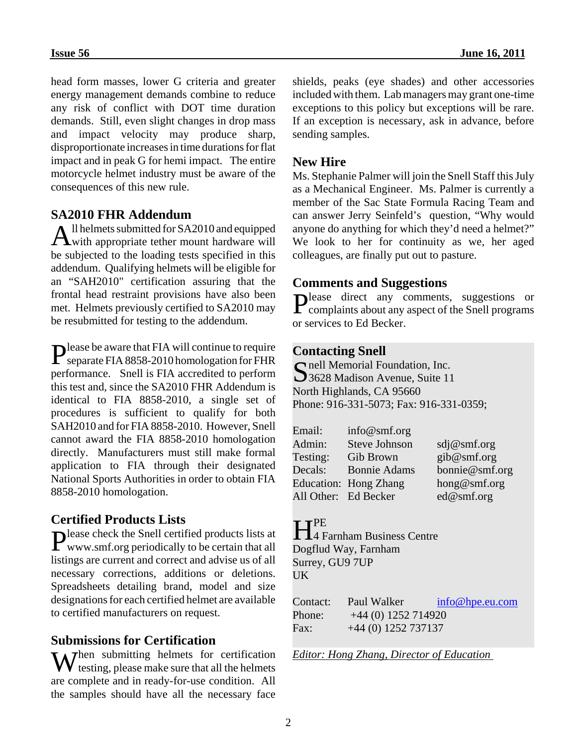head form masses, lower G criteria and greater energy management demands combine to reduce any risk of conflict with DOT time duration demands. Still, even slight changes in drop mass and impact velocity may produce sharp, disproportionate increases in time durations for flat impact and in peak G for hemi impact. The entire motorcycle helmet industry must be aware of the consequences of this new rule.

## SA2010 FHR Addendum

All helmets submitted for SA2010 and equipped with appropriate tether mount hardware will be subjected to the loading tests specified in this addendum. Qualifying helmets will be eligible for an "SAH2010" certification assuring that the frontal head restraint provisions have also been met. Helmets previously certified to SA2010 may be resubmitted for testing to the addendum.

Please be aware that FIA will continue to require separate FIA 8858-2010 homologation for FHR performance. Snell is FIA accredited to perform this test and, since the SA2010 FHR Addendum is identical to FIA 8858-2010, a single set of procedures is sufficient to qualify for both SAH2010 and for FIA 8858-2010. However, Snell cannot award the FIA 8858-2010 homologation directly. Manufacturers must still make formal application to FIA through their designated National Sports Authorities in order to obtain FIA 8858-2010 homologation.

## Certified Products Lists

Please check the Snell certified products lists at www.smf.org periodically to be certain that all listings are current and correct and advise us of all necessary corrections, additions or deletions. Spreadsheets detailing brand, model and size designations for each certified helmet are available to certified manufacturers on request.

## Submissions for Certification

When submitting helmets for certification testing, please make sure that all the helmets are complete and in ready-for-use condition. All the samples should have all the necessary face shields, peaks (eye shades) and other accessories included with them. Lab managers may grant one-time exceptions to this policy but exceptions will be rare. If an exception is necessary, ask in advance, before sending samples.

## New Hire

Ms. Stephanie Palmer will join the Snell Staff this July as a Mechanical Engineer. Ms. Palmer is currently a member of the Sac State Formula Racing Team and can answer Jerry Seinfeld's question, "Why would anyone do anything for which they'd need a helmet?" We look to her for continuity as we, her aged colleagues, are finally put out to pasture.

## Comments and Suggestions

Please direct any comments, suggestions or complaints about any aspect of the Snell programs or services to Ed Becker.

## Contacting Snell

Snell Memorial Foundation, Inc.
3628 Madison Avenue, Suite 11
North Highlands, CA 95660
Phone: 916-331-5073; Fax: 916-331-0359;

| | | |
|---|---|---|
| Email: | info@smf.org | |
| Admin: | Steve Johnson | sdj@smf.org |
| Testing: | Gib Brown | gib@smf.org |
| Decals: | Bonnie Adams | bonnie@smf.org |
| Education: | Hong Zhang | hong@smf.org |
| All Other: | Ed Becker | ed@smf.org |

HPE
4 Farnham Business Centre
Dogflud Way, Farnham
Surrey, GU9 7UP
UK

| | | |
|---|---|---|
| Contact: | Paul Walker | info@hpe.eu.com |
| Phone: | +44 (0) 1252 714920 | |
| Fax: | +44 (0) 1252 737137 | |

*Editor: Hong Zhang, Director of Education*